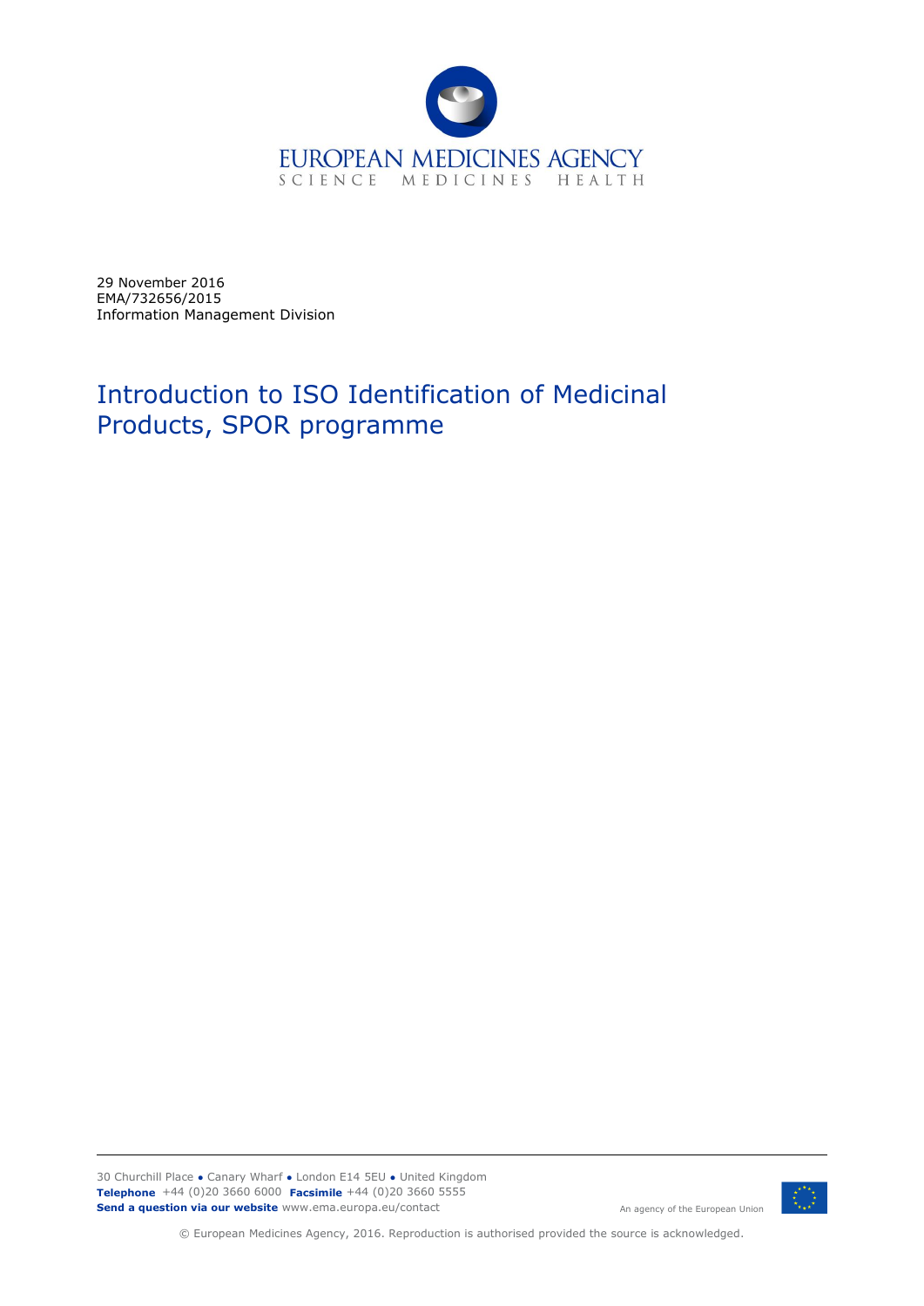EUROPEAN MEDICINES AGENCY

SCIENCE MEDICINES HEALTH

29 November 2016
EMA/732656/2015
Information Management Division

# Introduction to ISO Identification of Medicinal Products, SPOR programme

30 Churchill Place ● Canary Wharf ● London E14 5EU ● United Kingdom
**Telephone** +44 (0)20 3660 6000 **Facsimile** +44 (0)20 3660 5555
**Send a question via our website** www.ema.europa.eu/contact

An agency of the European Union

© European Medicines Agency, 2016. Reproduction is authorised provided the source is acknowledged.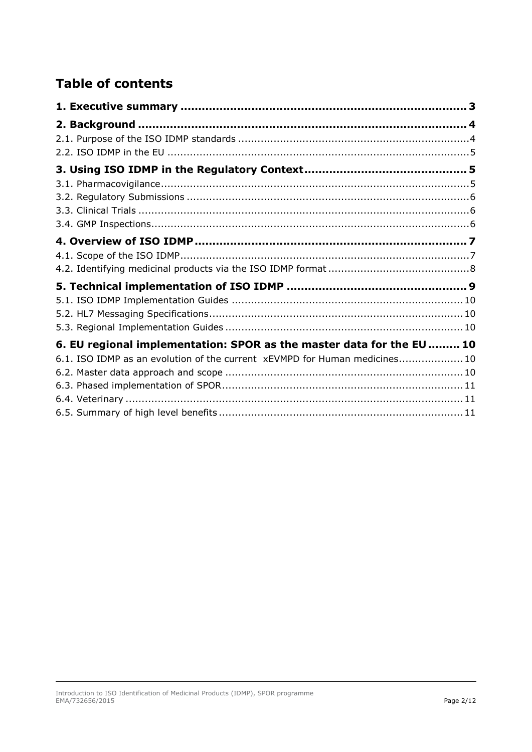## Table of contents

**1. Executive summary ........................................................................... 3**

**2. Background ..................................................................................... 4**

2.1. Purpose of the ISO IDMP standards ........................................................ 4

2.2. ISO IDMP in the EU .............................................................................. 5

**3. Using ISO IDMP in the Regulatory Context ......................................... 5**

3.1. Pharmacovigilance ................................................................................ 5

3.2. Regulatory Submissions ........................................................................ 6

3.3. Clinical Trials ........................................................................................ 6

3.4. GMP Inspections ................................................................................... 6

**4. Overview of ISO IDMP ....................................................................... 7**

4.1. Scope of the ISO IDMP .......................................................................... 7

4.2. Identifying medicinal products via the ISO IDMP format ............................. 8

**5. Technical implementation of ISO IDMP .............................................. 9**

5.1. ISO IDMP Implementation Guides ........................................................ 10

5.2. HL7 Messaging Specifications ............................................................... 10

5.3. Regional Implementation Guides .......................................................... 10

**6. EU regional implementation: SPOR as the master data for the EU ......... 10**

6.1. ISO IDMP as an evolution of the current xEVMPD for Human medicines .................... 10

6.2. Master data approach and scope .......................................................... 10

6.3. Phased implementation of SPOR ........................................................... 11

6.4. Veterinary ......................................................................................... 11

6.5. Summary of high level benefits ............................................................ 11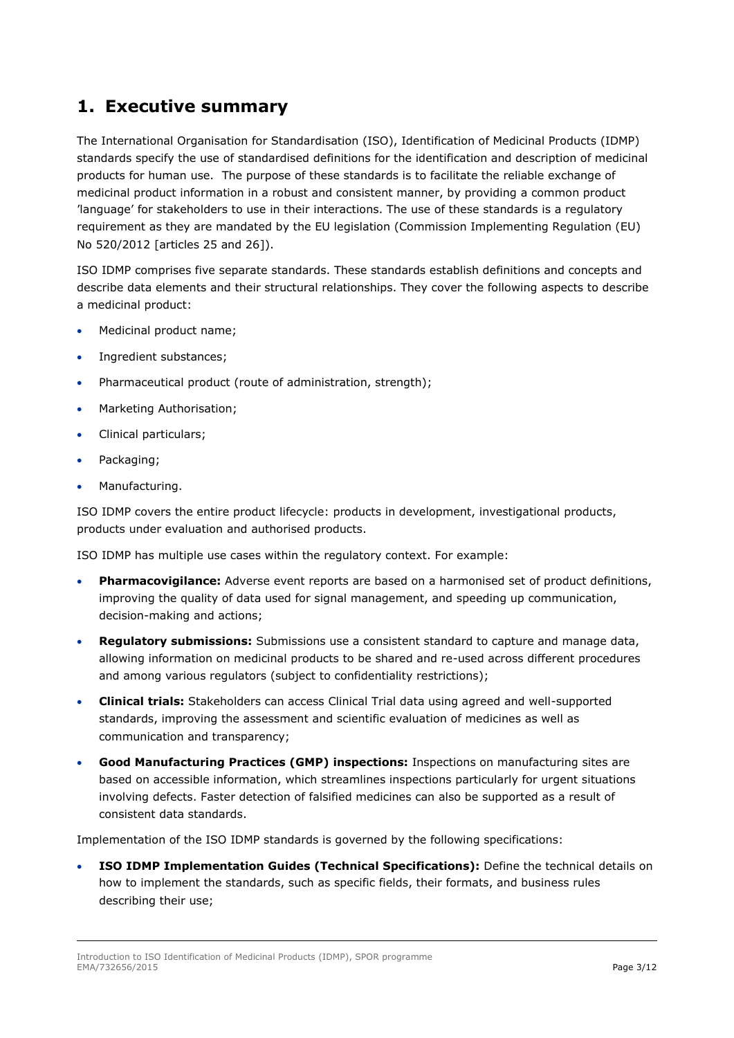# 1. Executive summary

The International Organisation for Standardisation (ISO), Identification of Medicinal Products (IDMP) standards specify the use of standardised definitions for the identification and description of medicinal products for human use. The purpose of these standards is to facilitate the reliable exchange of medicinal product information in a robust and consistent manner, by providing a common product 'language' for stakeholders to use in their interactions. The use of these standards is a regulatory requirement as they are mandated by the EU legislation (Commission Implementing Regulation (EU) No 520/2012 [articles 25 and 26]).

ISO IDMP comprises five separate standards. These standards establish definitions and concepts and describe data elements and their structural relationships. They cover the following aspects to describe a medicinal product:

- Medicinal product name;
- Ingredient substances;
- Pharmaceutical product (route of administration, strength);
- Marketing Authorisation;
- Clinical particulars;
- Packaging;
- Manufacturing.

ISO IDMP covers the entire product lifecycle: products in development, investigational products, products under evaluation and authorised products.

ISO IDMP has multiple use cases within the regulatory context. For example:

- **Pharmacovigilance:** Adverse event reports are based on a harmonised set of product definitions, improving the quality of data used for signal management, and speeding up communication, decision-making and actions;
- **Regulatory submissions:** Submissions use a consistent standard to capture and manage data, allowing information on medicinal products to be shared and re-used across different procedures and among various regulators (subject to confidentiality restrictions);
- **Clinical trials:** Stakeholders can access Clinical Trial data using agreed and well-supported standards, improving the assessment and scientific evaluation of medicines as well as communication and transparency;
- **Good Manufacturing Practices (GMP) inspections:** Inspections on manufacturing sites are based on accessible information, which streamlines inspections particularly for urgent situations involving defects. Faster detection of falsified medicines can also be supported as a result of consistent data standards.

Implementation of the ISO IDMP standards is governed by the following specifications:

- **ISO IDMP Implementation Guides (Technical Specifications):** Define the technical details on how to implement the standards, such as specific fields, their formats, and business rules describing their use;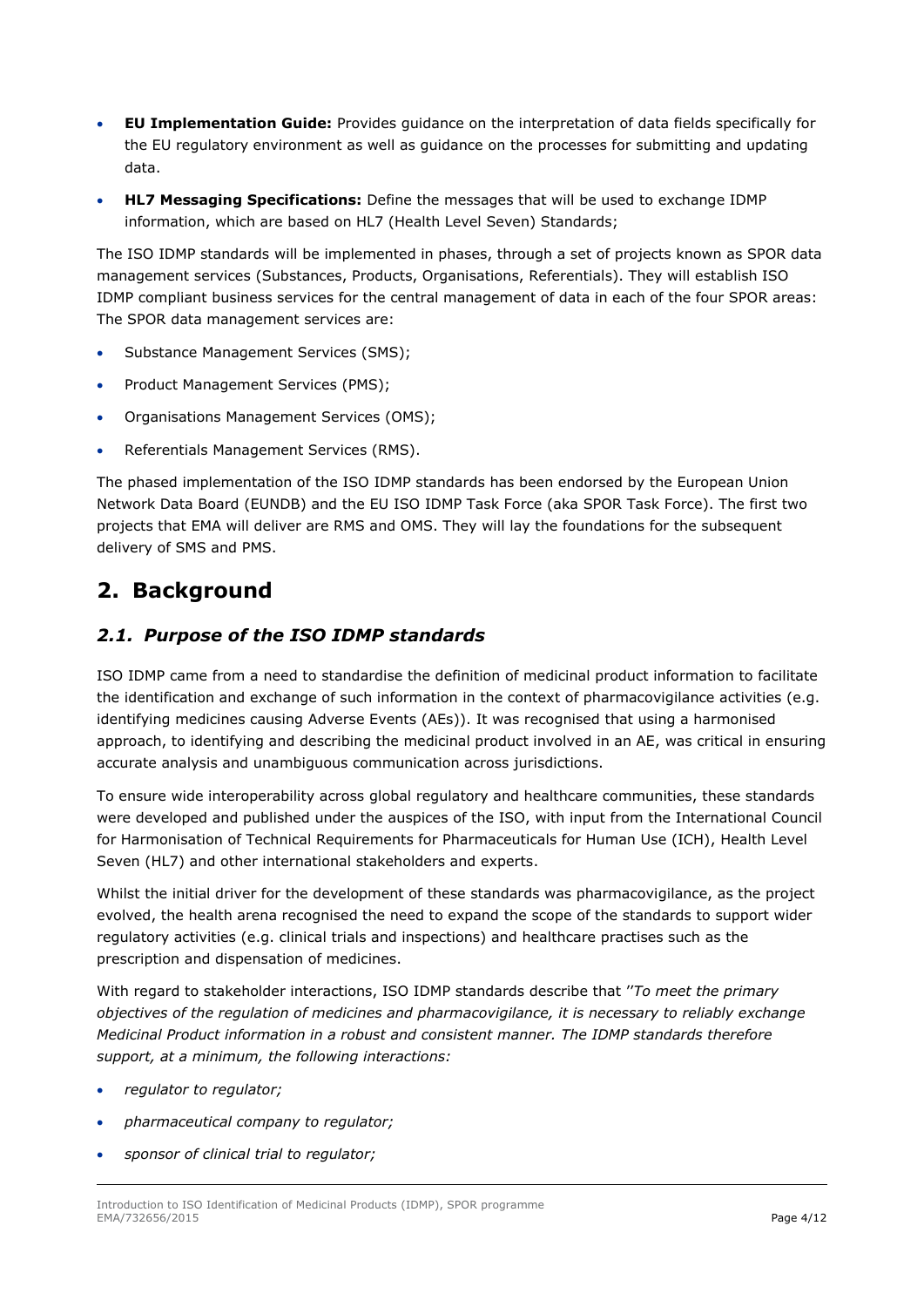- **EU Implementation Guide:** Provides guidance on the interpretation of data fields specifically for the EU regulatory environment as well as guidance on the processes for submitting and updating data.
- **HL7 Messaging Specifications:** Define the messages that will be used to exchange IDMP information, which are based on HL7 (Health Level Seven) Standards;

The ISO IDMP standards will be implemented in phases, through a set of projects known as SPOR data management services (Substances, Products, Organisations, Referentials). They will establish ISO IDMP compliant business services for the central management of data in each of the four SPOR areas: The SPOR data management services are:

- Substance Management Services (SMS);
- Product Management Services (PMS);
- Organisations Management Services (OMS);
- Referentials Management Services (RMS).

The phased implementation of the ISO IDMP standards has been endorsed by the European Union Network Data Board (EUNDB) and the EU ISO IDMP Task Force (aka SPOR Task Force). The first two projects that EMA will deliver are RMS and OMS. They will lay the foundations for the subsequent delivery of SMS and PMS.

# 2. Background

## *2.1. Purpose of the ISO IDMP standards*

ISO IDMP came from a need to standardise the definition of medicinal product information to facilitate the identification and exchange of such information in the context of pharmacovigilance activities (e.g. identifying medicines causing Adverse Events (AEs)). It was recognised that using a harmonised approach, to identifying and describing the medicinal product involved in an AE, was critical in ensuring accurate analysis and unambiguous communication across jurisdictions.

To ensure wide interoperability across global regulatory and healthcare communities, these standards were developed and published under the auspices of the ISO, with input from the International Council for Harmonisation of Technical Requirements for Pharmaceuticals for Human Use (ICH), Health Level Seven (HL7) and other international stakeholders and experts.

Whilst the initial driver for the development of these standards was pharmacovigilance, as the project evolved, the health arena recognised the need to expand the scope of the standards to support wider regulatory activities (e.g. clinical trials and inspections) and healthcare practises such as the prescription and dispensation of medicines.

With regard to stakeholder interactions, ISO IDMP standards describe that ''*To meet the primary objectives of the regulation of medicines and pharmacovigilance, it is necessary to reliably exchange Medicinal Product information in a robust and consistent manner. The IDMP standards therefore support, at a minimum, the following interactions:*

- *regulator to regulator;*
- *pharmaceutical company to regulator;*
- *sponsor of clinical trial to regulator;*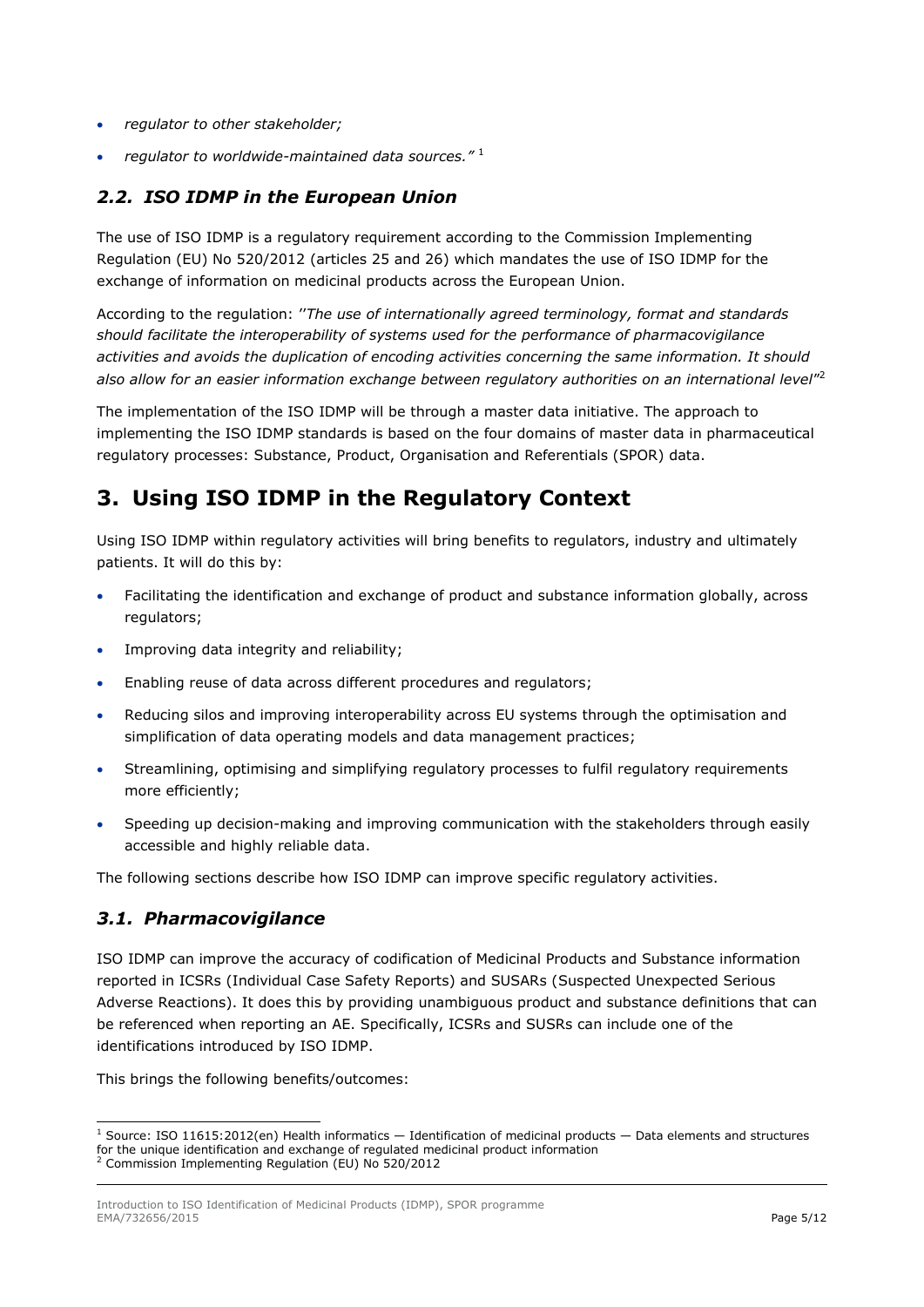- *regulator to other stakeholder;*
- *regulator to worldwide-maintained data sources."* [1]

## *2.2. ISO IDMP in the European Union*

The use of ISO IDMP is a regulatory requirement according to the Commission Implementing Regulation (EU) No 520/2012 (articles 25 and 26) which mandates the use of ISO IDMP for the exchange of information on medicinal products across the European Union.

According to the regulation: ''*The use of internationally agreed terminology, format and standards should facilitate the interoperability of systems used for the performance of pharmacovigilance activities and avoids the duplication of encoding activities concerning the same information. It should also allow for an easier information exchange between regulatory authorities on an international level*''[2]

The implementation of the ISO IDMP will be through a master data initiative. The approach to implementing the ISO IDMP standards is based on the four domains of master data in pharmaceutical regulatory processes: Substance, Product, Organisation and Referentials (SPOR) data.

# 3. Using ISO IDMP in the Regulatory Context

Using ISO IDMP within regulatory activities will bring benefits to regulators, industry and ultimately patients. It will do this by:

- Facilitating the identification and exchange of product and substance information globally, across regulators;
- Improving data integrity and reliability;
- Enabling reuse of data across different procedures and regulators;
- Reducing silos and improving interoperability across EU systems through the optimisation and simplification of data operating models and data management practices;
- Streamlining, optimising and simplifying regulatory processes to fulfil regulatory requirements more efficiently;
- Speeding up decision-making and improving communication with the stakeholders through easily accessible and highly reliable data.

The following sections describe how ISO IDMP can improve specific regulatory activities.

## *3.1. Pharmacovigilance*

ISO IDMP can improve the accuracy of codification of Medicinal Products and Substance information reported in ICSRs (Individual Case Safety Reports) and SUSARs (Suspected Unexpected Serious Adverse Reactions). It does this by providing unambiguous product and substance definitions that can be referenced when reporting an AE. Specifically, ICSRs and SUSRs can include one of the identifications introduced by ISO IDMP.

This brings the following benefits/outcomes:

---

[1] Source: ISO 11615:2012(en) Health informatics — Identification of medicinal products — Data elements and structures for the unique identification and exchange of regulated medicinal product information

[2] Commission Implementing Regulation (EU) No 520/2012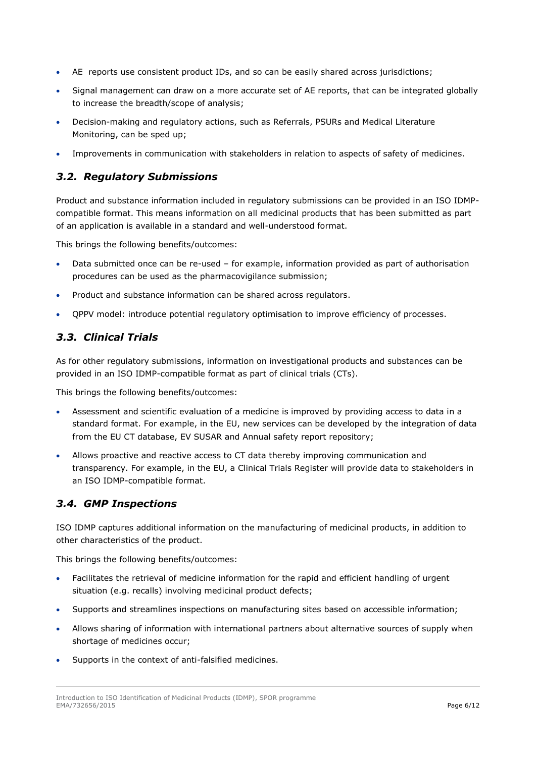- AE  reports use consistent product IDs, and so can be easily shared across jurisdictions;
- Signal management can draw on a more accurate set of AE reports, that can be integrated globally to increase the breadth/scope of analysis;
- Decision-making and regulatory actions, such as Referrals, PSURs and Medical Literature Monitoring, can be sped up;
- Improvements in communication with stakeholders in relation to aspects of safety of medicines.

## *3.2. Regulatory Submissions*

Product and substance information included in regulatory submissions can be provided in an ISO IDMP-compatible format. This means information on all medicinal products that has been submitted as part of an application is available in a standard and well-understood format.

This brings the following benefits/outcomes:

- Data submitted once can be re-used – for example, information provided as part of authorisation procedures can be used as the pharmacovigilance submission;
- Product and substance information can be shared across regulators.
- QPPV model: introduce potential regulatory optimisation to improve efficiency of processes.

## *3.3. Clinical Trials*

As for other regulatory submissions, information on investigational products and substances can be provided in an ISO IDMP-compatible format as part of clinical trials (CTs).

This brings the following benefits/outcomes:

- Assessment and scientific evaluation of a medicine is improved by providing access to data in a standard format. For example, in the EU, new services can be developed by the integration of data from the EU CT database, EV SUSAR and Annual safety report repository;
- Allows proactive and reactive access to CT data thereby improving communication and transparency. For example, in the EU, a Clinical Trials Register will provide data to stakeholders in an ISO IDMP-compatible format.

## *3.4. GMP Inspections*

ISO IDMP captures additional information on the manufacturing of medicinal products, in addition to other characteristics of the product.

This brings the following benefits/outcomes:

- Facilitates the retrieval of medicine information for the rapid and efficient handling of urgent situation (e.g. recalls) involving medicinal product defects;
- Supports and streamlines inspections on manufacturing sites based on accessible information;
- Allows sharing of information with international partners about alternative sources of supply when shortage of medicines occur;
- Supports in the context of anti-falsified medicines.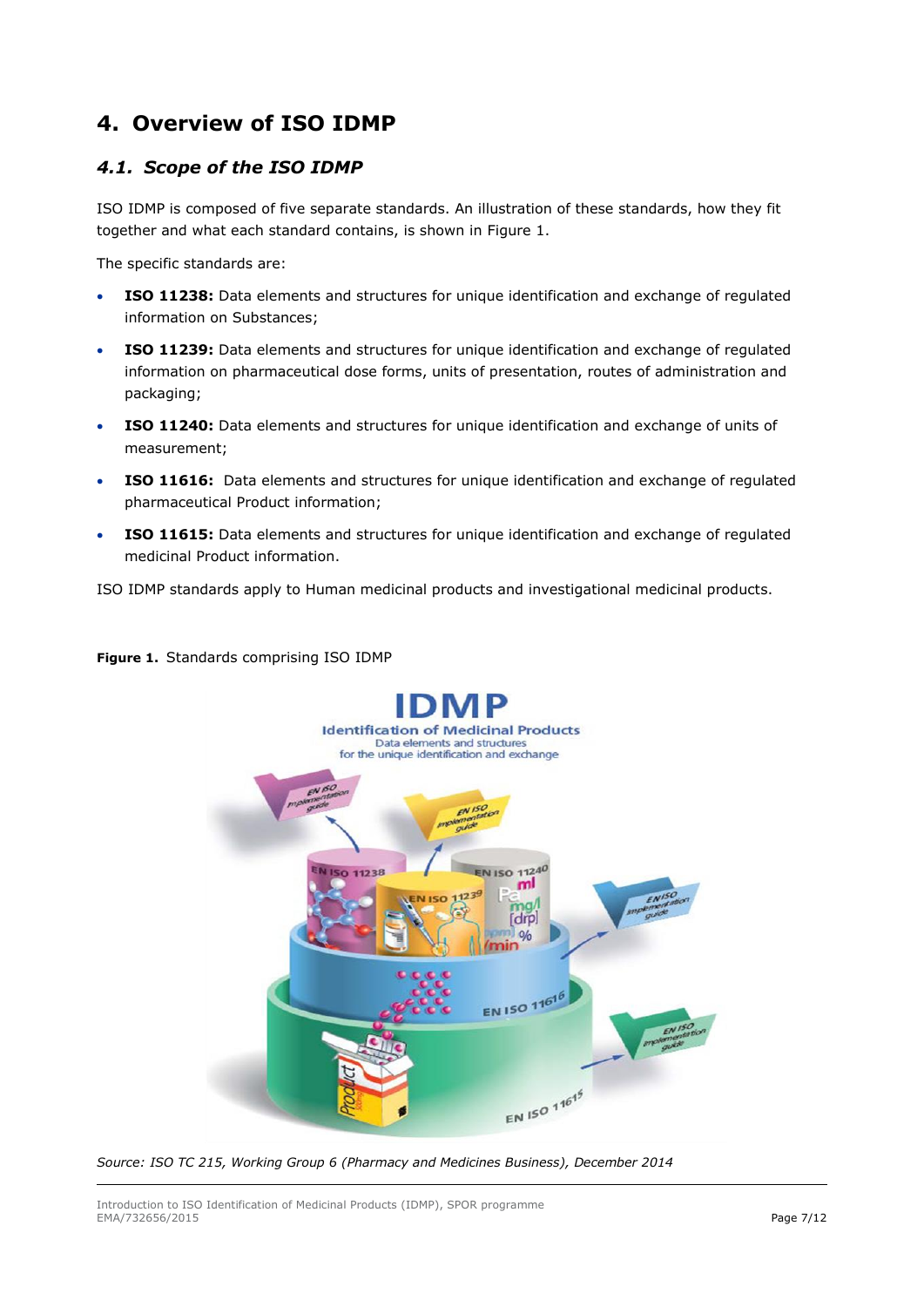## 4. Overview of ISO IDMP

### 4.1. Scope of the ISO IDMP

ISO IDMP is composed of five separate standards. An illustration of these standards, how they fit together and what each standard contains, is shown in Figure 1.

The specific standards are:

- **ISO 11238:** Data elements and structures for unique identification and exchange of regulated information on Substances;
- **ISO 11239:** Data elements and structures for unique identification and exchange of regulated information on pharmaceutical dose forms, units of presentation, routes of administration and packaging;
- **ISO 11240:** Data elements and structures for unique identification and exchange of units of measurement;
- **ISO 11616:** Data elements and structures for unique identification and exchange of regulated pharmaceutical Product information;
- **ISO 11615:** Data elements and structures for unique identification and exchange of regulated medicinal Product information.

ISO IDMP standards apply to Human medicinal products and investigational medicinal products.

**Figure 1.** Standards comprising ISO IDMP

*Source: ISO TC 215, Working Group 6 (Pharmacy and Medicines Business), December 2014*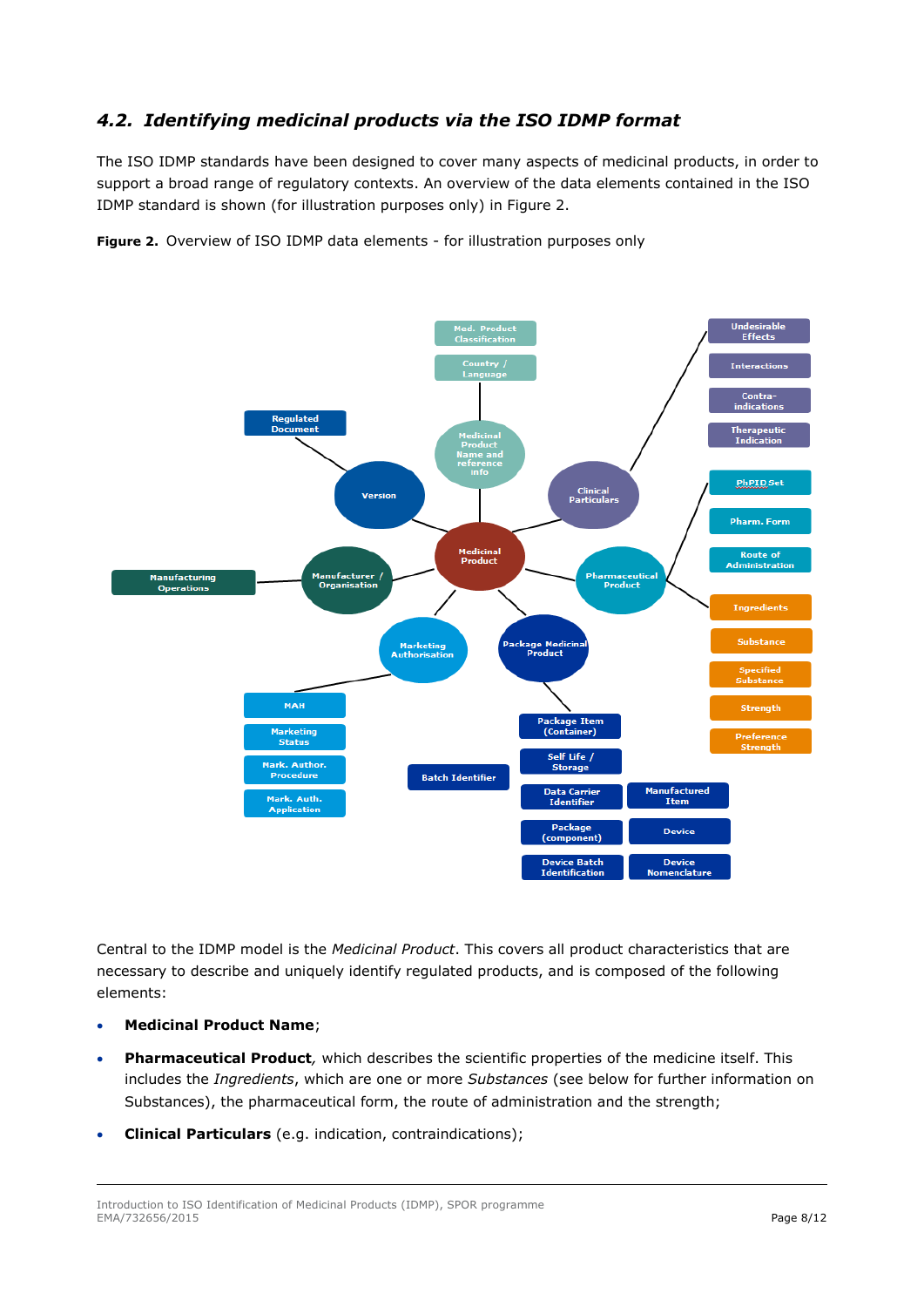### 4.2. Identifying medicinal products via the ISO IDMP format

The ISO IDMP standards have been designed to cover many aspects of medicinal products, in order to support a broad range of regulatory contexts. An overview of the data elements contained in the ISO IDMP standard is shown (for illustration purposes only) in Figure 2.

**Figure 2.** Overview of ISO IDMP data elements - for illustration purposes only

Central to the IDMP model is the *Medicinal Product*. This covers all product characteristics that are necessary to describe and uniquely identify regulated products, and is composed of the following elements:

- **Medicinal Product Name**;
- **Pharmaceutical Product**, which describes the scientific properties of the medicine itself. This includes the *Ingredients*, which are one or more *Substances* (see below for further information on Substances), the pharmaceutical form, the route of administration and the strength;
- **Clinical Particulars** (e.g. indication, contraindications);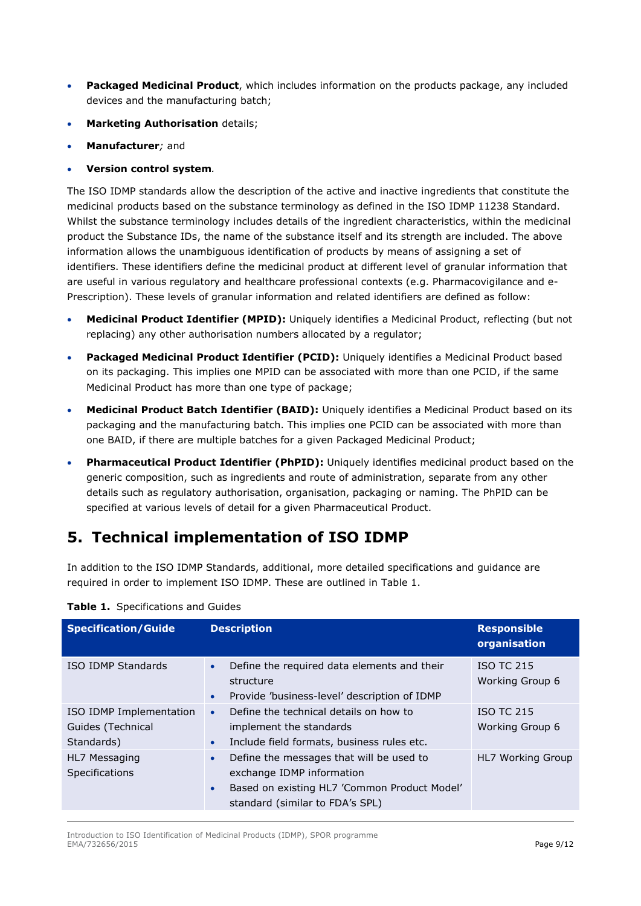- **Packaged Medicinal Product**, which includes information on the products package, any included devices and the manufacturing batch;
- **Marketing Authorisation** details;
- **Manufacturer***;* and
- **Version control system***.*

The ISO IDMP standards allow the description of the active and inactive ingredients that constitute the medicinal products based on the substance terminology as defined in the ISO IDMP 11238 Standard. Whilst the substance terminology includes details of the ingredient characteristics, within the medicinal product the Substance IDs, the name of the substance itself and its strength are included. The above information allows the unambiguous identification of products by means of assigning a set of identifiers. These identifiers define the medicinal product at different level of granular information that are useful in various regulatory and healthcare professional contexts (e.g. Pharmacovigilance and e-Prescription). These levels of granular information and related identifiers are defined as follow:

- **Medicinal Product Identifier (MPID):** Uniquely identifies a Medicinal Product, reflecting (but not replacing) any other authorisation numbers allocated by a regulator;
- **Packaged Medicinal Product Identifier (PCID):** Uniquely identifies a Medicinal Product based on its packaging. This implies one MPID can be associated with more than one PCID, if the same Medicinal Product has more than one type of package;
- **Medicinal Product Batch Identifier (BAID):** Uniquely identifies a Medicinal Product based on its packaging and the manufacturing batch. This implies one PCID can be associated with more than one BAID, if there are multiple batches for a given Packaged Medicinal Product;
- **Pharmaceutical Product Identifier (PhPID):** Uniquely identifies medicinal product based on the generic composition, such as ingredients and route of administration, separate from any other details such as regulatory authorisation, organisation, packaging or naming. The PhPID can be specified at various levels of detail for a given Pharmaceutical Product.

# 5. Technical implementation of ISO IDMP

In addition to the ISO IDMP Standards, additional, more detailed specifications and guidance are required in order to implement ISO IDMP. These are outlined in Table 1.

**Table 1.** Specifications and Guides

| Specification/Guide | Description | Responsible organisation |
|---|---|---|
| ISO IDMP Standards | • Define the required data elements and their structure<br>• Provide 'business-level' description of IDMP | ISO TC 215 Working Group 6 |
| ISO IDMP Implementation Guides (Technical Standards) | • Define the technical details on how to implement the standards<br>• Include field formats, business rules etc. | ISO TC 215 Working Group 6 |
| HL7 Messaging Specifications | • Define the messages that will be used to exchange IDMP information<br>• Based on existing HL7 'Common Product Model' standard (similar to FDA's SPL) | HL7 Working Group |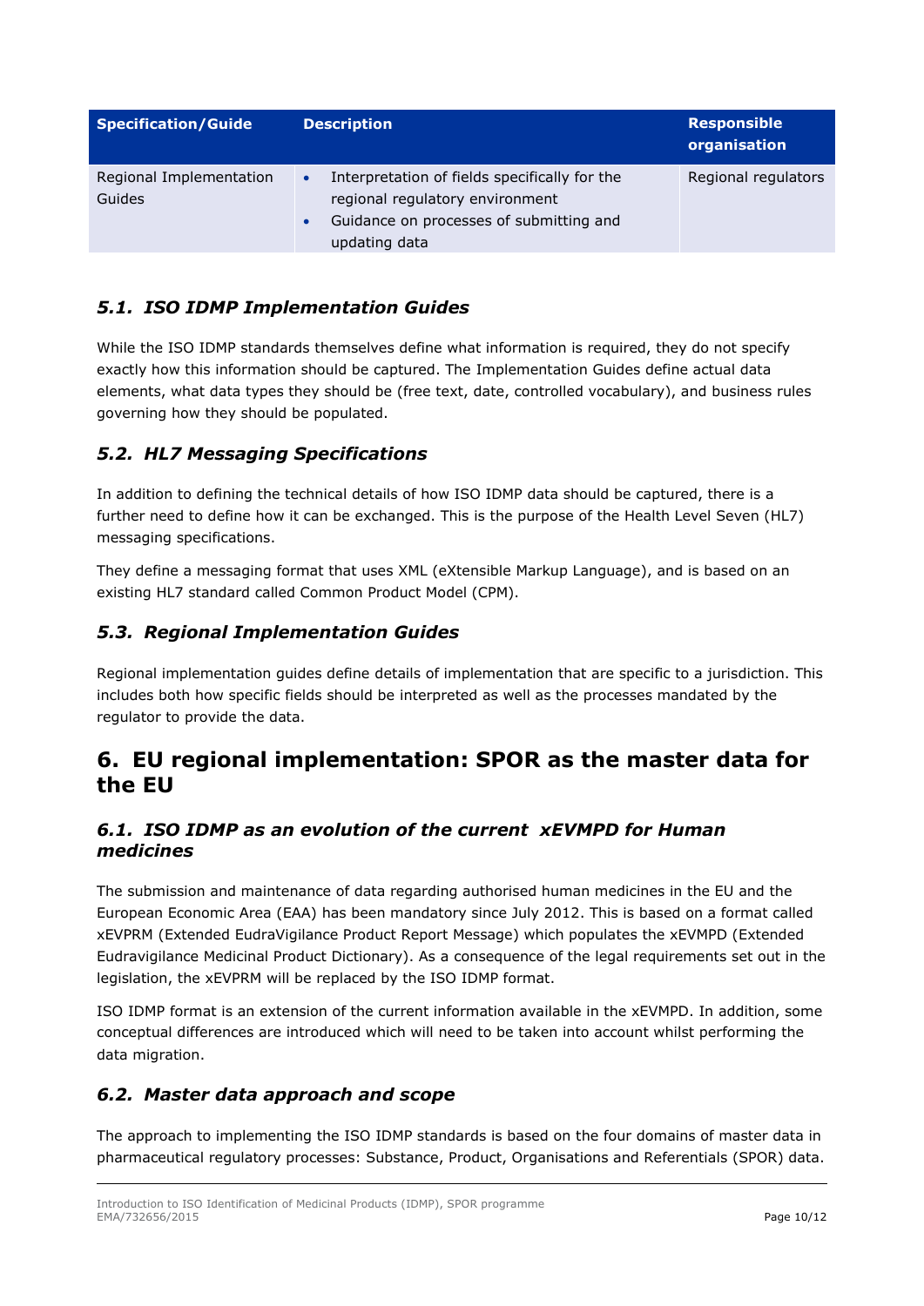| Specification/Guide | Description | Responsible organisation |
| --- | --- | --- |
| Regional Implementation Guides | • Interpretation of fields specifically for the regional regulatory environment<br>• Guidance on processes of submitting and updating data | Regional regulators |

### *5.1. ISO IDMP Implementation Guides*

While the ISO IDMP standards themselves define what information is required, they do not specify exactly how this information should be captured. The Implementation Guides define actual data elements, what data types they should be (free text, date, controlled vocabulary), and business rules governing how they should be populated.

### *5.2. HL7 Messaging Specifications*

In addition to defining the technical details of how ISO IDMP data should be captured, there is a further need to define how it can be exchanged. This is the purpose of the Health Level Seven (HL7) messaging specifications.

They define a messaging format that uses XML (eXtensible Markup Language), and is based on an existing HL7 standard called Common Product Model (CPM).

### *5.3. Regional Implementation Guides*

Regional implementation guides define details of implementation that are specific to a jurisdiction. This includes both how specific fields should be interpreted as well as the processes mandated by the regulator to provide the data.

## 6. EU regional implementation: SPOR as the master data for the EU

### *6.1. ISO IDMP as an evolution of the current xEVMPD for Human medicines*

The submission and maintenance of data regarding authorised human medicines in the EU and the European Economic Area (EAA) has been mandatory since July 2012. This is based on a format called xEVPRM (Extended EudraVigilance Product Report Message) which populates the xEVMPD (Extended Eudravigilance Medicinal Product Dictionary). As a consequence of the legal requirements set out in the legislation, the xEVPRM will be replaced by the ISO IDMP format.

ISO IDMP format is an extension of the current information available in the xEVMPD. In addition, some conceptual differences are introduced which will need to be taken into account whilst performing the data migration.

### *6.2. Master data approach and scope*

The approach to implementing the ISO IDMP standards is based on the four domains of master data in pharmaceutical regulatory processes: Substance, Product, Organisations and Referentials (SPOR) data.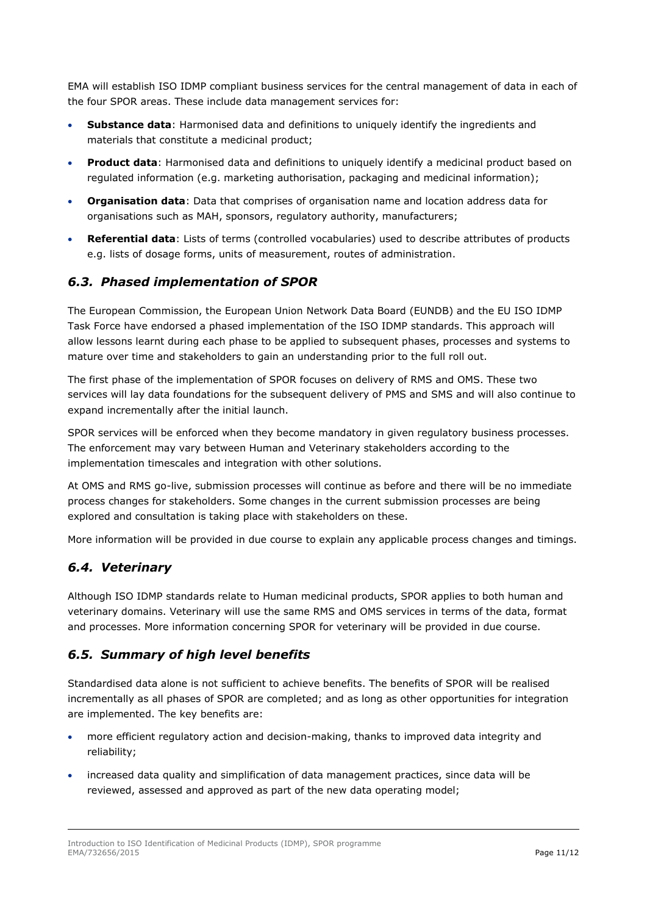EMA will establish ISO IDMP compliant business services for the central management of data in each of the four SPOR areas. These include data management services for:

- **Substance data**: Harmonised data and definitions to uniquely identify the ingredients and materials that constitute a medicinal product;
- **Product data**: Harmonised data and definitions to uniquely identify a medicinal product based on regulated information (e.g. marketing authorisation, packaging and medicinal information);
- **Organisation data**: Data that comprises of organisation name and location address data for organisations such as MAH, sponsors, regulatory authority, manufacturers;
- **Referential data**: Lists of terms (controlled vocabularies) used to describe attributes of products e.g. lists of dosage forms, units of measurement, routes of administration.

## *6.3. Phased implementation of SPOR*

The European Commission, the European Union Network Data Board (EUNDB) and the EU ISO IDMP Task Force have endorsed a phased implementation of the ISO IDMP standards. This approach will allow lessons learnt during each phase to be applied to subsequent phases, processes and systems to mature over time and stakeholders to gain an understanding prior to the full roll out.

The first phase of the implementation of SPOR focuses on delivery of RMS and OMS. These two services will lay data foundations for the subsequent delivery of PMS and SMS and will also continue to expand incrementally after the initial launch.

SPOR services will be enforced when they become mandatory in given regulatory business processes. The enforcement may vary between Human and Veterinary stakeholders according to the implementation timescales and integration with other solutions.

At OMS and RMS go-live, submission processes will continue as before and there will be no immediate process changes for stakeholders. Some changes in the current submission processes are being explored and consultation is taking place with stakeholders on these.

More information will be provided in due course to explain any applicable process changes and timings.

## *6.4. Veterinary*

Although ISO IDMP standards relate to Human medicinal products, SPOR applies to both human and veterinary domains. Veterinary will use the same RMS and OMS services in terms of the data, format and processes. More information concerning SPOR for veterinary will be provided in due course.

## *6.5. Summary of high level benefits*

Standardised data alone is not sufficient to achieve benefits. The benefits of SPOR will be realised incrementally as all phases of SPOR are completed; and as long as other opportunities for integration are implemented. The key benefits are:

- more efficient regulatory action and decision-making, thanks to improved data integrity and reliability;
- increased data quality and simplification of data management practices, since data will be reviewed, assessed and approved as part of the new data operating model;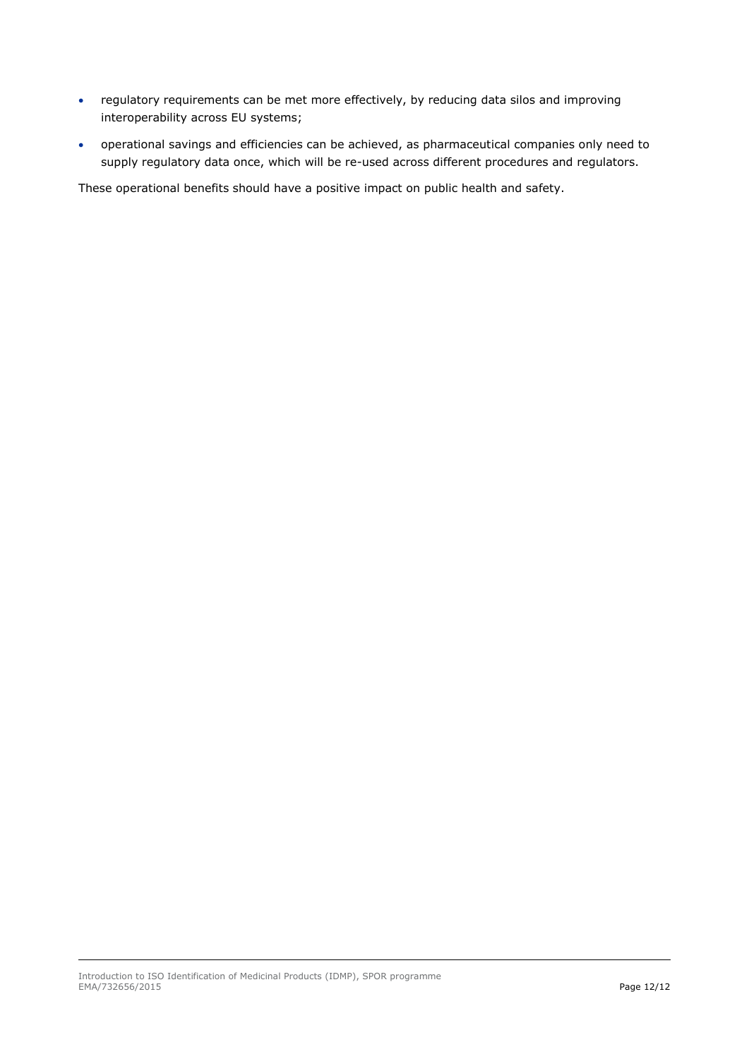- regulatory requirements can be met more effectively, by reducing data silos and improving interoperability across EU systems;
- operational savings and efficiencies can be achieved, as pharmaceutical companies only need to supply regulatory data once, which will be re-used across different procedures and regulators.

These operational benefits should have a positive impact on public health and safety.